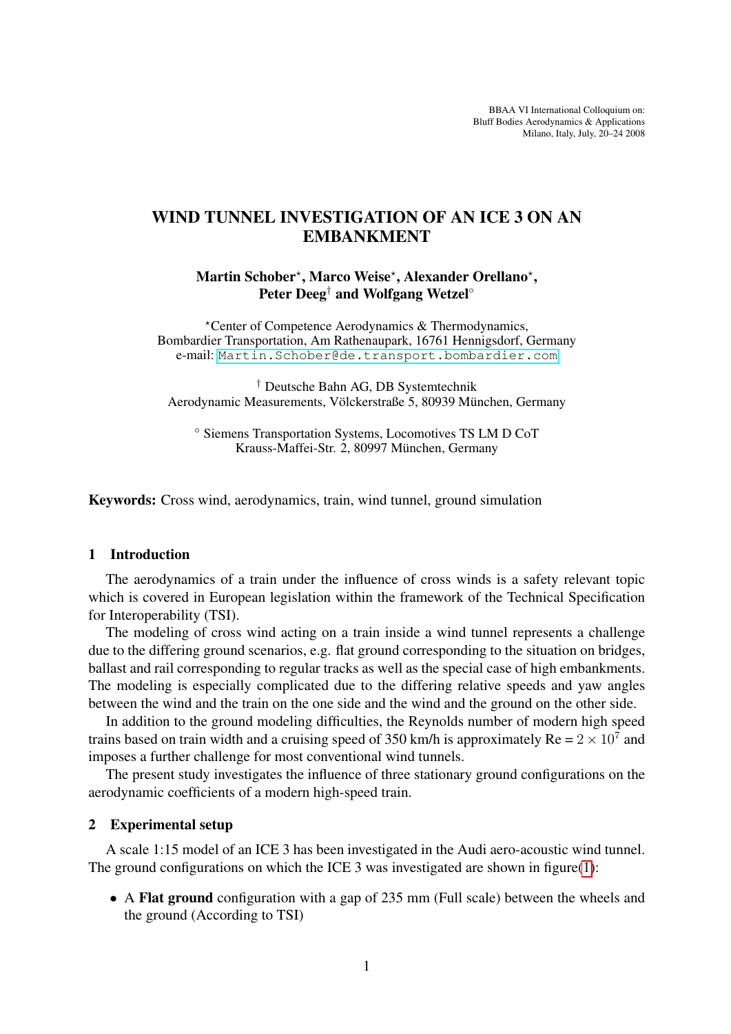BBAA VI International Colloquium on:
Bluff Bodies Aerodynamics & Applications
Milano, Italy, July, 20–24 2008

# WIND TUNNEL INVESTIGATION OF AN ICE 3 ON AN EMBANKMENT

**Martin Schober*, Marco Weise*, Alexander Orellano*, Peter Deeg† and Wolfgang Wetzel°**

*Center of Competence Aerodynamics & Thermodynamics,
Bombardier Transportation, Am Rathenaupark, 16761 Hennigsdorf, Germany
e-mail: Martin.Schober@de.transport.bombardier.com

† Deutsche Bahn AG, DB Systemtechnik
Aerodynamic Measurements, Völckerstraße 5, 80939 München, Germany

° Siemens Transportation Systems, Locomotives TS LM D CoT
Krauss-Maffei-Str. 2, 80997 München, Germany

**Keywords:** Cross wind, aerodynamics, train, wind tunnel, ground simulation

## 1 Introduction

The aerodynamics of a train under the influence of cross winds is a safety relevant topic which is covered in European legislation within the framework of the Technical Specification for Interoperability (TSI).

The modeling of cross wind acting on a train inside a wind tunnel represents a challenge due to the differing ground scenarios, e.g. flat ground corresponding to the situation on bridges, ballast and rail corresponding to regular tracks as well as the special case of high embankments. The modeling is especially complicated due to the differing relative speeds and yaw angles between the wind and the train on the one side and the wind and the ground on the other side.

In addition to the ground modeling difficulties, the Reynolds number of modern high speed trains based on train width and a cruising speed of 350 km/h is approximately Re = $2 \times 10^7$ and imposes a further challenge for most conventional wind tunnels.

The present study investigates the influence of three stationary ground configurations on the aerodynamic coefficients of a modern high-speed train.

## 2 Experimental setup

A scale 1:15 model of an ICE 3 has been investigated in the Audi aero-acoustic wind tunnel. The ground configurations on which the ICE 3 was investigated are shown in figure(1):

- A **Flat ground** configuration with a gap of 235 mm (Full scale) between the wheels and the ground (According to TSI)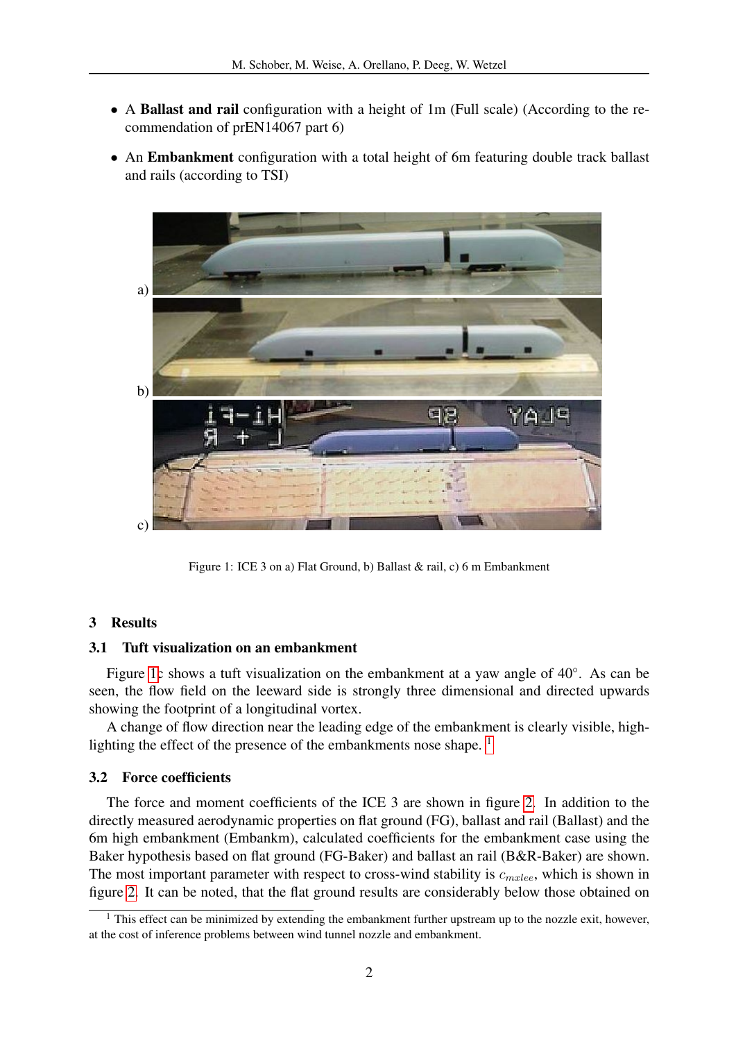- A **Ballast and rail** configuration with a height of 1m (Full scale) (According to the recommendation of prEN14067 part 6)
- An **Embankment** configuration with a total height of 6m featuring double track ballast and rails (according to TSI)

Figure 1: ICE 3 on a) Flat Ground, b) Ballast & rail, c) 6 m Embankment

## 3 Results

### 3.1 Tuft visualization on an embankment

Figure 1c shows a tuft visualization on the embankment at a yaw angle of 40°. As can be seen, the flow field on the leeward side is strongly three dimensional and directed upwards showing the footprint of a longitudinal vortex.

A change of flow direction near the leading edge of the embankment is clearly visible, highlighting the effect of the presence of the embankments nose shape. [1]

### 3.2 Force coefficients

The force and moment coefficients of the ICE 3 are shown in figure 2. In addition to the directly measured aerodynamic properties on flat ground (FG), ballast and rail (Ballast) and the 6m high embankment (Embankm), calculated coefficients for the embankment case using the Baker hypothesis based on flat ground (FG-Baker) and ballast an rail (B&R-Baker) are shown. The most important parameter with respect to cross-wind stability is $c_{mxlee}$, which is shown in figure 2. It can be noted, that the flat ground results are considerably below those obtained on

[1] This effect can be minimized by extending the embankment further upstream up to the nozzle exit, however, at the cost of inference problems between wind tunnel nozzle and embankment.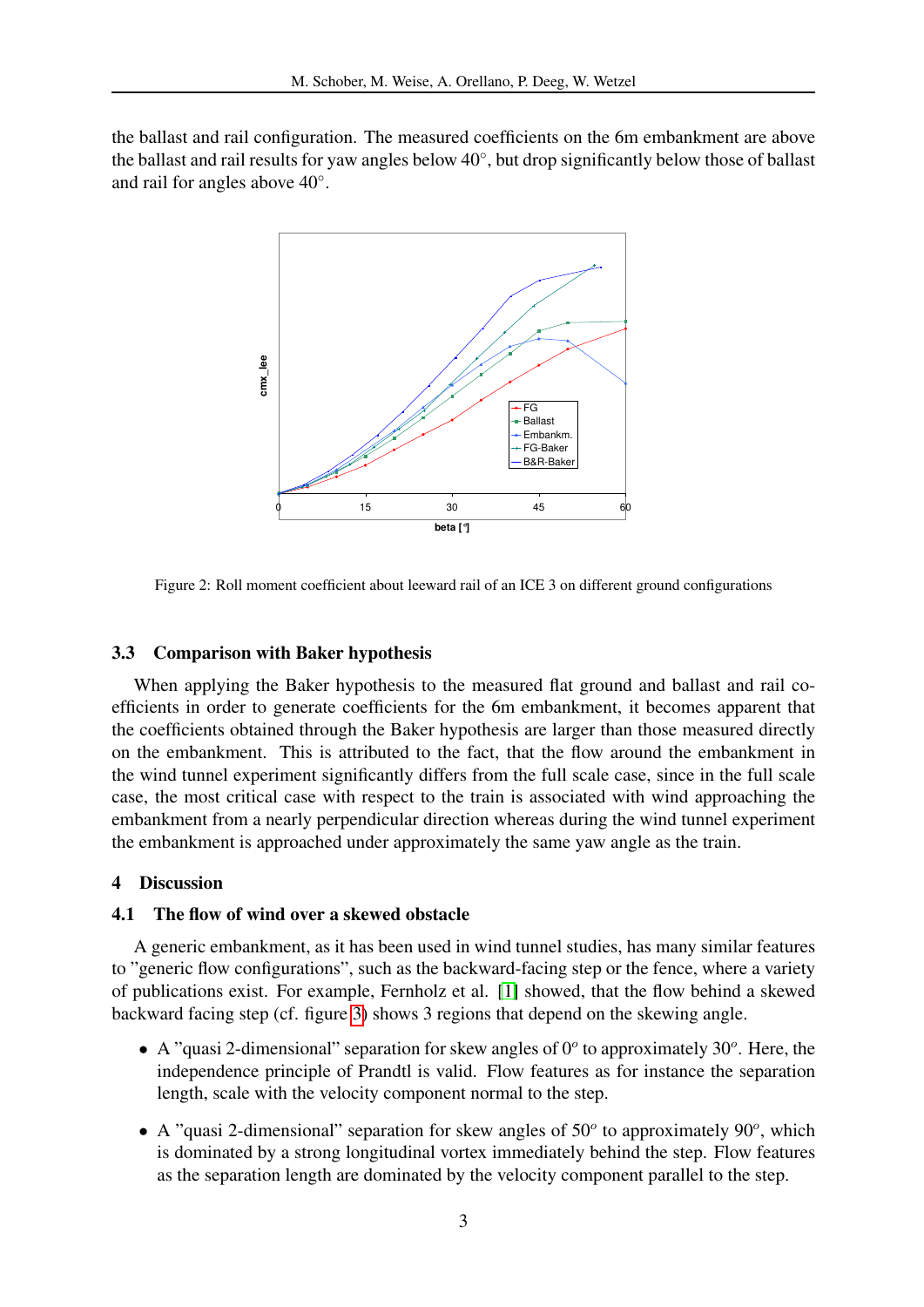the ballast and rail configuration. The measured coefficients on the 6m embankment are above the ballast and rail results for yaw angles below 40°, but drop significantly below those of ballast and rail for angles above 40°.

Figure 2: Roll moment coefficient about leeward rail of an ICE 3 on different ground configurations

### 3.3 Comparison with Baker hypothesis

When applying the Baker hypothesis to the measured flat ground and ballast and rail coefficients in order to generate coefficients for the 6m embankment, it becomes apparent that the coefficients obtained through the Baker hypothesis are larger than those measured directly on the embankment. This is attributed to the fact, that the flow around the embankment in the wind tunnel experiment significantly differs from the full scale case, since in the full scale case, the most critical case with respect to the train is associated with wind approaching the embankment from a nearly perpendicular direction whereas during the wind tunnel experiment the embankment is approached under approximately the same yaw angle as the train.

## 4 Discussion

### 4.1 The flow of wind over a skewed obstacle

A generic embankment, as it has been used in wind tunnel studies, has many similar features to "generic flow configurations", such as the backward-facing step or the fence, where a variety of publications exist. For example, Fernholz et al. [1] showed, that the flow behind a skewed backward facing step (cf. figure 3) shows 3 regions that depend on the skewing angle.

- A "quasi 2-dimensional" separation for skew angles of $0^o$ to approximately $30^o$. Here, the independence principle of Prandtl is valid. Flow features as for instance the separation length, scale with the velocity component normal to the step.
- A "quasi 2-dimensional" separation for skew angles of $50^o$ to approximately $90^o$, which is dominated by a strong longitudinal vortex immediately behind the step. Flow features as the separation length are dominated by the velocity component parallel to the step.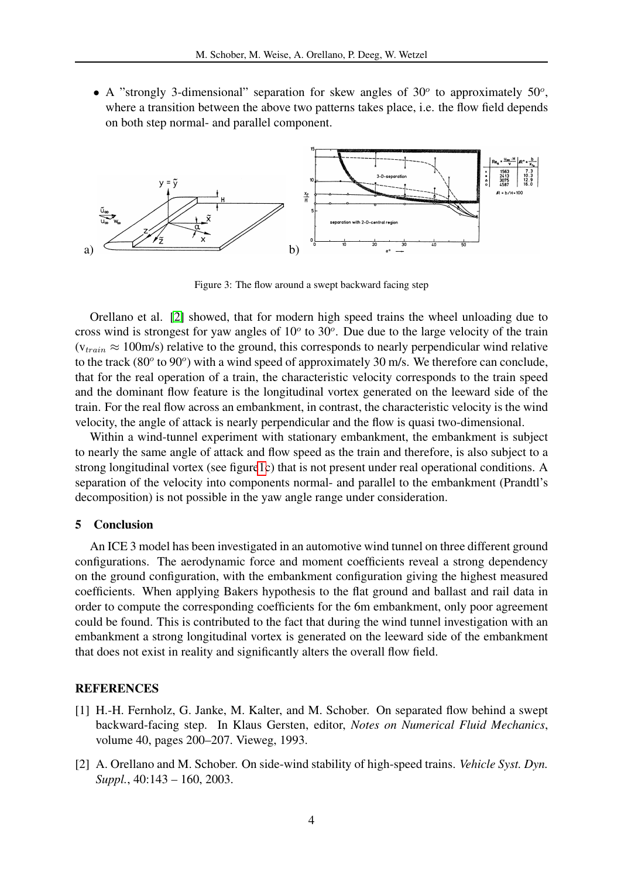- A "strongly 3-dimensional" separation for skew angles of $30^o$ to approximately $50^o$, where a transition between the above two patterns takes place, i.e. the flow field depends on both step normal- and parallel component.

a)

$y = \tilde{y}$

H

$\tilde{U}_\infty$

$U_\infty$

$W_\infty$

Z

$\tilde{z}$

$\tilde{x}$

$\alpha$

x

b)

3-D-separation

separation with 2-D-central region

$\frac{x_R}{H}$

$\alpha°$

$Re_H = \frac{U_\infty \cdot H}{\nu}$

$AR^* = \frac{b}{x_{R_0}}$

1563 7.3

2413 10.3

3075 12.9

4587 16.0

$AR = b/H = 100$

0 10 20 30 40 50

0 5 10 15

Figure 3: The flow around a swept backward facing step

Orellano et al. [2] showed, that for modern high speed trains the wheel unloading due to cross wind is strongest for yaw angles of $10^o$ to $30^o$. Due due to the large velocity of the train ($v_{train} \approx 100$m/s) relative to the ground, this corresponds to nearly perpendicular wind relative to the track ($80^o$ to $90^o$) with a wind speed of approximately 30 m/s. We therefore can conclude, that for the real operation of a train, the characteristic velocity corresponds to the train speed and the dominant flow feature is the longitudinal vortex generated on the leeward side of the train. For the real flow across an embankment, in contrast, the characteristic velocity is the wind velocity, the angle of attack is nearly perpendicular and the flow is quasi two-dimensional.

Within a wind-tunnel experiment with stationary embankment, the embankment is subject to nearly the same angle of attack and flow speed as the train and therefore, is also subject to a strong longitudinal vortex (see figure 1c) that is not present under real operational conditions. A separation of the velocity into components normal- and parallel to the embankment (Prandtl's decomposition) is not possible in the yaw angle range under consideration.

## 5 Conclusion

An ICE 3 model has been investigated in an automotive wind tunnel on three different ground configurations. The aerodynamic force and moment coefficients reveal a strong dependency on the ground configuration, with the embankment configuration giving the highest measured coefficients. When applying Bakers hypothesis to the flat ground and ballast and rail data in order to compute the corresponding coefficients for the 6m embankment, only poor agreement could be found. This is contributed to the fact that during the wind tunnel investigation with an embankment a strong longitudinal vortex is generated on the leeward side of the embankment that does not exist in reality and significantly alters the overall flow field.

## REFERENCES

[1] H.-H. Fernholz, G. Janke, M. Kalter, and M. Schober. On separated flow behind a swept backward-facing step. In Klaus Gersten, editor, *Notes on Numerical Fluid Mechanics*, volume 40, pages 200–207. Vieweg, 1993.

[2] A. Orellano and M. Schober. On side-wind stability of high-speed trains. *Vehicle Syst. Dyn. Suppl.*, 40:143 – 160, 2003.